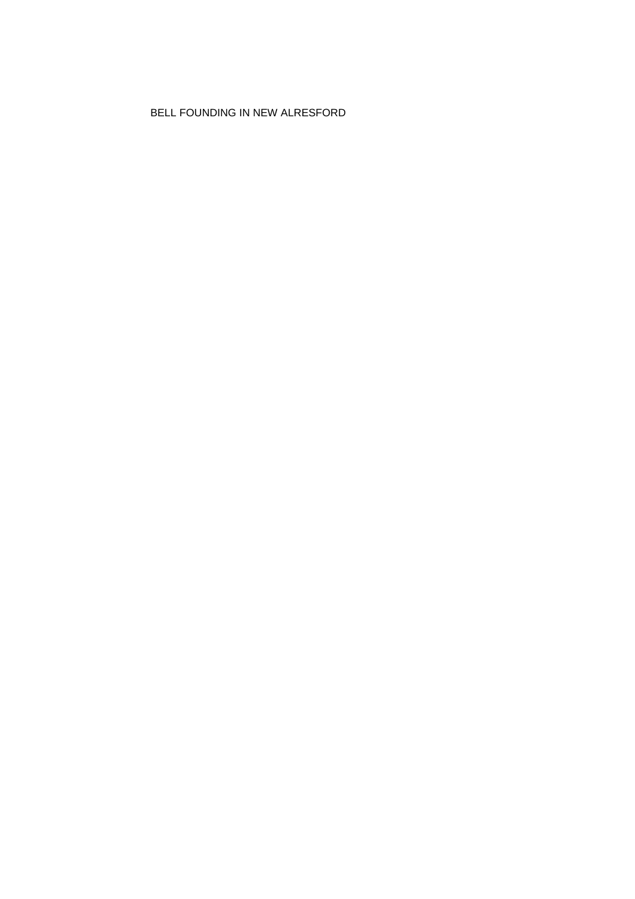# BELL FOUNDING IN NEW ALRESFORD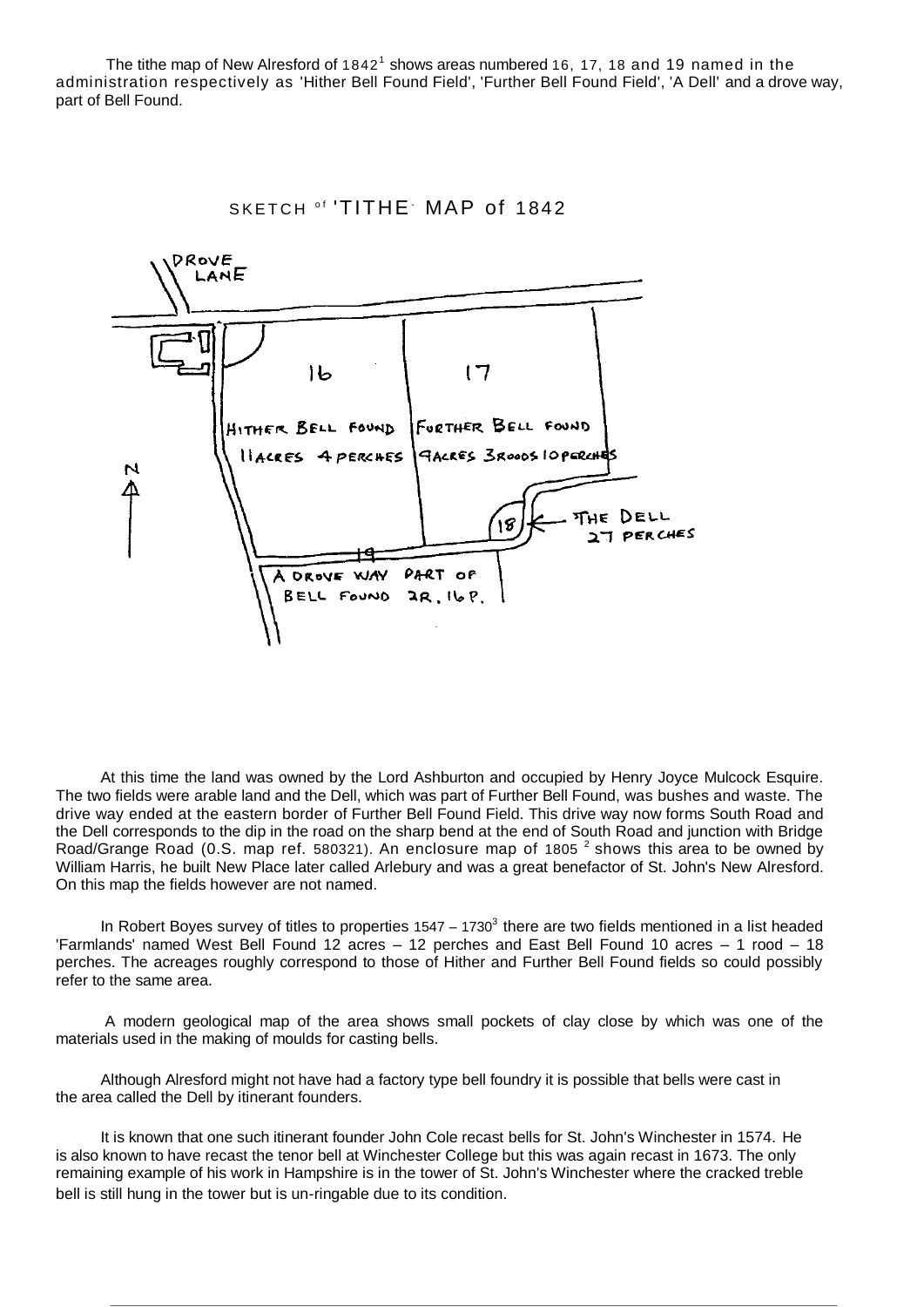The tithe map of New Alresford of 1842[1] shows areas numbered 16, 17, 18 and 19 named in the administration respectively as 'Hither Bell Found Field', 'Further Bell Found Field', 'A Dell' and a drove way, part of Bell Found.

SKETCH of 'TITHE' MAP of 1842

DROVE LANE

16 HITHER BELL FOUND 11 ACRES 4 PERCHES

17 FURTHER BELL FOUND 9 ACRES 3 ROODS 10 PERCHES

18 THE DELL 27 PERCHES

19 A DROVE WAY PART OF BELL FOUND 2R. 16P.

N

At this time the land was owned by the Lord Ashburton and occupied by Henry Joyce Mulcock Esquire. The two fields were arable land and the Dell, which was part of Further Bell Found, was bushes and waste. The drive way ended at the eastern border of Further Bell Found Field. This drive way now forms South Road and the Dell corresponds to the dip in the road on the sharp bend at the end of South Road and junction with Bridge Road/Grange Road (O.S. map ref. 580321). An enclosure map of 1805 [2] shows this area to be owned by William Harris, he built New Place later called Arlebury and was a great benefactor of St. John's New Alresford. On this map the fields however are not named.

In Robert Boyes survey of titles to properties 1547 – 1730[3] there are two fields mentioned in a list headed 'Farmlands' named West Bell Found 12 acres – 12 perches and East Bell Found 10 acres – 1 rood – 18 perches. The acreages roughly correspond to those of Hither and Further Bell Found fields so could possibly refer to the same area.

A modern geological map of the area shows small pockets of clay close by which was one of the materials used in the making of moulds for casting bells.

Although Alresford might not have had a factory type bell foundry it is possible that bells were cast in the area called the Dell by itinerant founders.

It is known that one such itinerant founder John Cole recast bells for St. John's Winchester in 1574. He is also known to have recast the tenor bell at Winchester College but this was again recast in 1673. The only remaining example of his work in Hampshire is in the tower of St. John's Winchester where the cracked treble bell is still hung in the tower but is un-ringable due to its condition.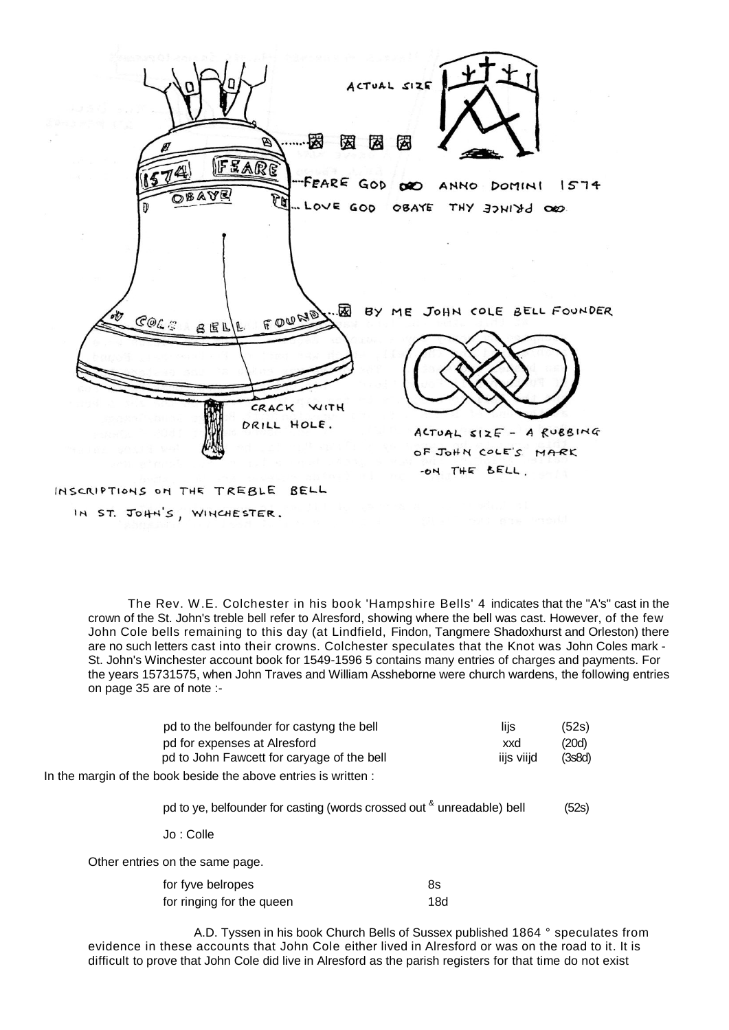ACTUAL SIZE

FEARE GOD ∞ ANNO DOMINI 1574

LOVE GOD OBAYE THY PRINCE ∞

BY ME JOHN COLE BELL FOUNDER

CRACK WITH DRILL HOLE.

ACTUAL SIZE - A RUBBING OF JOHN COLE'S MARK ON THE BELL.

INSCRIPTIONS ON THE TREBLE BELL IN ST. JOHN'S, WINCHESTER.

The Rev. W.E. Colchester in his book 'Hampshire Bells' [4] indicates that the "A's" cast in the crown of the St. John's treble bell refer to Alresford, showing where the bell was cast. However, of the few John Cole bells remaining to this day (at Lindfield, Findon, Tangmere Shadoxhurst and Orleston) there are no such letters cast into their crowns. Colchester speculates that the Knot was John Coles mark - St. John's Winchester account book for 1549-1596 [5] contains many entries of charges and payments. For the years 15731575, when John Traves and William Assheborne were church wardens, the following entries on page 35 are of note :-

| | | |
|---|---|---|
| pd to the belfounder for castyng the bell | lijs | (52s) |
| pd for expenses at Alresford | xxd | (20d) |
| pd to John Fawcett for caryage of the bell | iijs viijd | (3s8d) |

In the margin of the book beside the above entries is written :

pd to ye, belfounder for casting (words crossed out & unreadable) bell (52s)

Jo : Colle

Other entries on the same page.

| | |
|---|---|
| for fyve belropes | 8s |
| for ringing for the queen | 18d |

A.D. Tyssen in his book Church Bells of Sussex published 1864 ° speculates from evidence in these accounts that John Cole either lived in Alresford or was on the road to it. It is difficult to prove that John Cole did live in Alresford as the parish registers for that time do not exist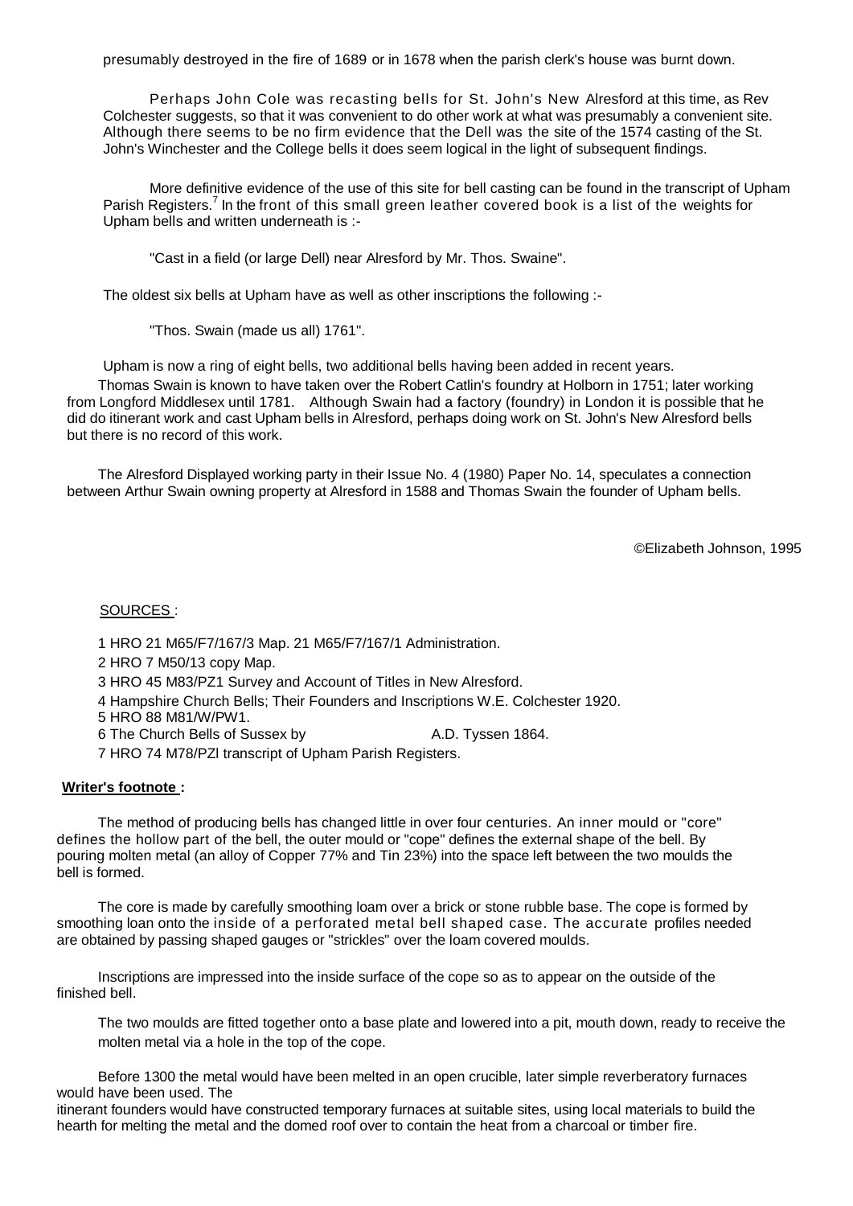presumably destroyed in the fire of 1689 or in 1678 when the parish clerk's house was burnt down.

Perhaps John Cole was recasting bells for St. John's New Alresford at this time, as Rev Colchester suggests, so that it was convenient to do other work at what was presumably a convenient site. Although there seems to be no firm evidence that the Dell was the site of the 1574 casting of the St. John's Winchester and the College bells it does seem logical in the light of subsequent findings.

More definitive evidence of the use of this site for bell casting can be found in the transcript of Upham Parish Registers.[7] In the front of this small green leather covered book is a list of the weights for Upham bells and written underneath is :-

"Cast in a field (or large Dell) near Alresford by Mr. Thos. Swaine".

The oldest six bells at Upham have as well as other inscriptions the following :-

"Thos. Swain (made us all) 1761".

Upham is now a ring of eight bells, two additional bells having been added in recent years.

Thomas Swain is known to have taken over the Robert Catlin's foundry at Holborn in 1751; later working from Longford Middlesex until 1781. Although Swain had a factory (foundry) in London it is possible that he did do itinerant work and cast Upham bells in Alresford, perhaps doing work on St. John's New Alresford bells but there is no record of this work.

The Alresford Displayed working party in their Issue No. 4 (1980) Paper No. 14, speculates a connection between Arthur Swain owning property at Alresford in 1588 and Thomas Swain the founder of Upham bells.

©Elizabeth Johnson, 1995

SOURCES :

1 HRO 21 M65/F7/167/3 Map. 21 M65/F7/167/1 Administration.
2 HRO 7 M50/13 copy Map.
3 HRO 45 M83/PZ1 Survey and Account of Titles in New Alresford.
4 Hampshire Church Bells; Their Founders and Inscriptions W.E. Colchester 1920.
5 HRO 88 M81/W/PW1.
6 The Church Bells of Sussex by A.D. Tyssen 1864.
7 HRO 74 M78/PZl transcript of Upham Parish Registers.

**Writer's footnote :**

The method of producing bells has changed little in over four centuries. An inner mould or "core" defines the hollow part of the bell, the outer mould or "cope" defines the external shape of the bell. By pouring molten metal (an alloy of Copper 77% and Tin 23%) into the space left between the two moulds the bell is formed.

The core is made by carefully smoothing loam over a brick or stone rubble base. The cope is formed by smoothing loan onto the inside of a perforated metal bell shaped case. The accurate profiles needed are obtained by passing shaped gauges or "strickles" over the loam covered moulds.

Inscriptions are impressed into the inside surface of the cope so as to appear on the outside of the finished bell.

The two moulds are fitted together onto a base plate and lowered into a pit, mouth down, ready to receive the molten metal via a hole in the top of the cope.

Before 1300 the metal would have been melted in an open crucible, later simple reverberatory furnaces would have been used. The itinerant founders would have constructed temporary furnaces at suitable sites, using local materials to build the hearth for melting the metal and the domed roof over to contain the heat from a charcoal or timber fire.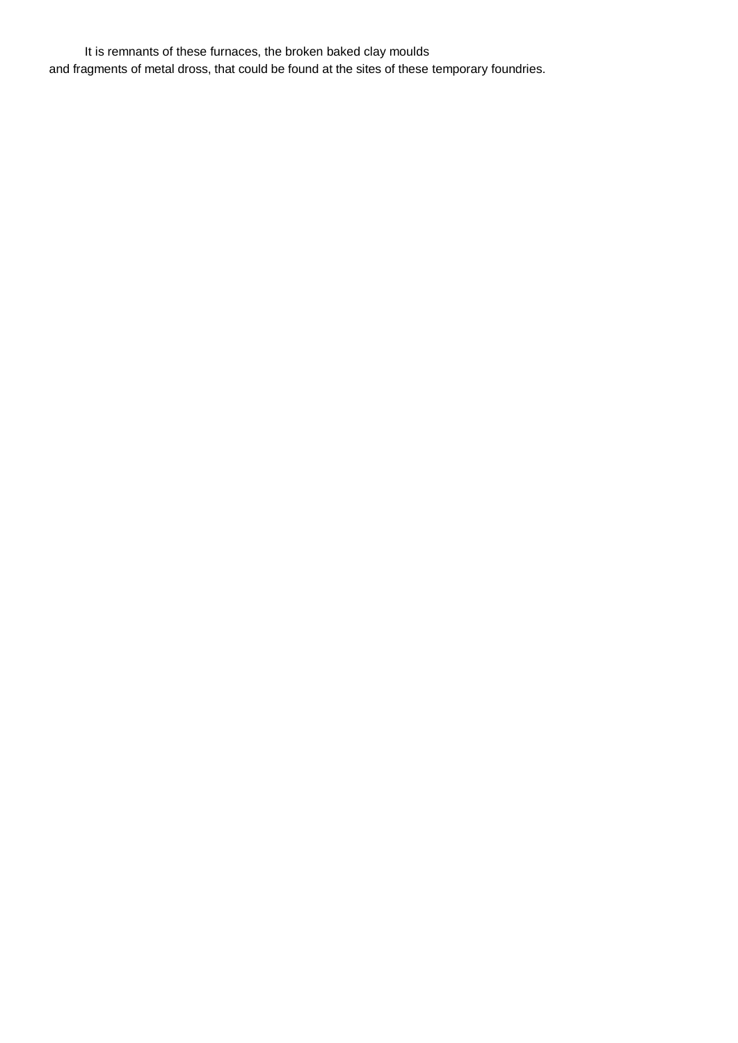It is remnants of these furnaces, the broken baked clay moulds and fragments of metal dross, that could be found at the sites of these temporary foundries.